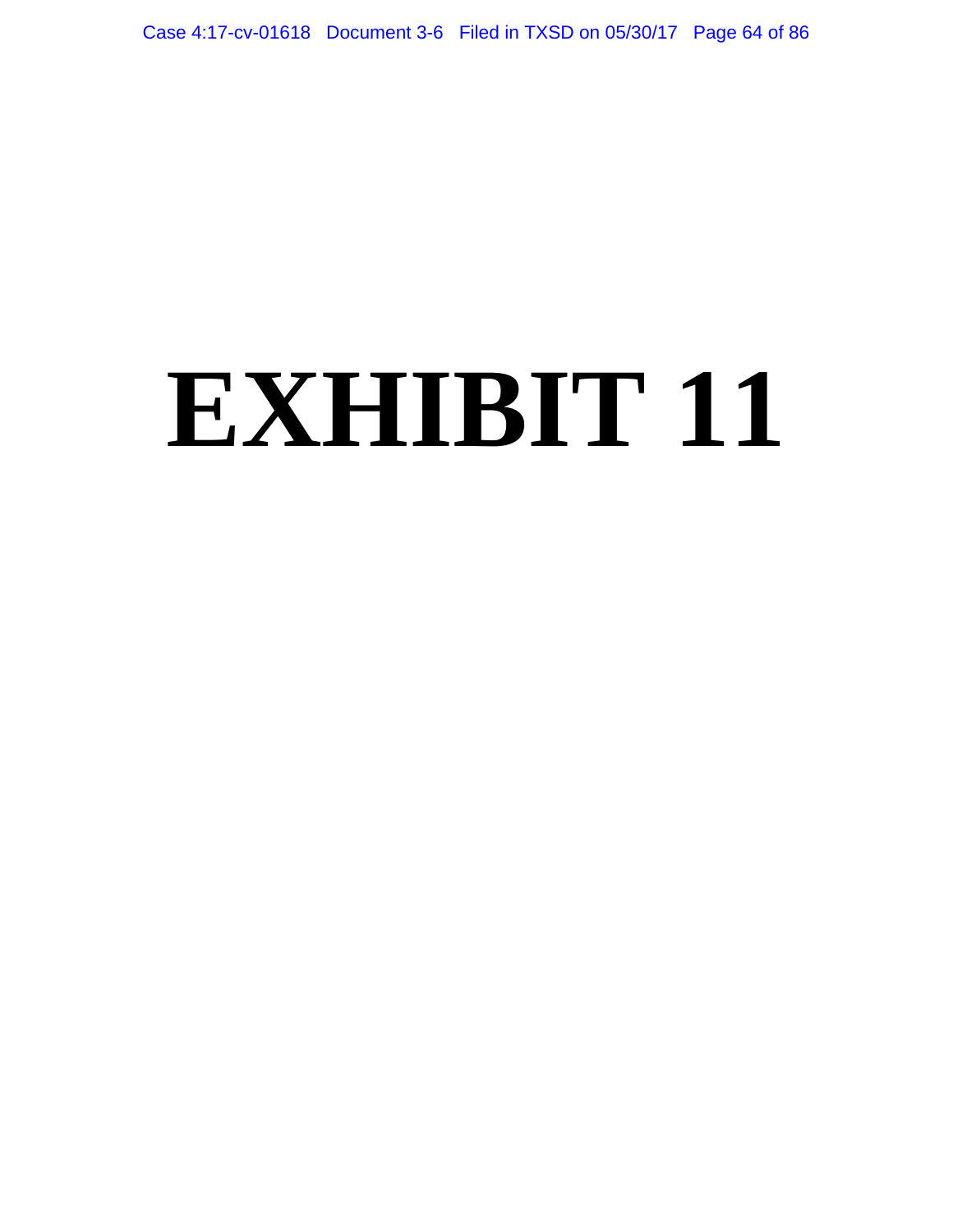# EXHIBIT 11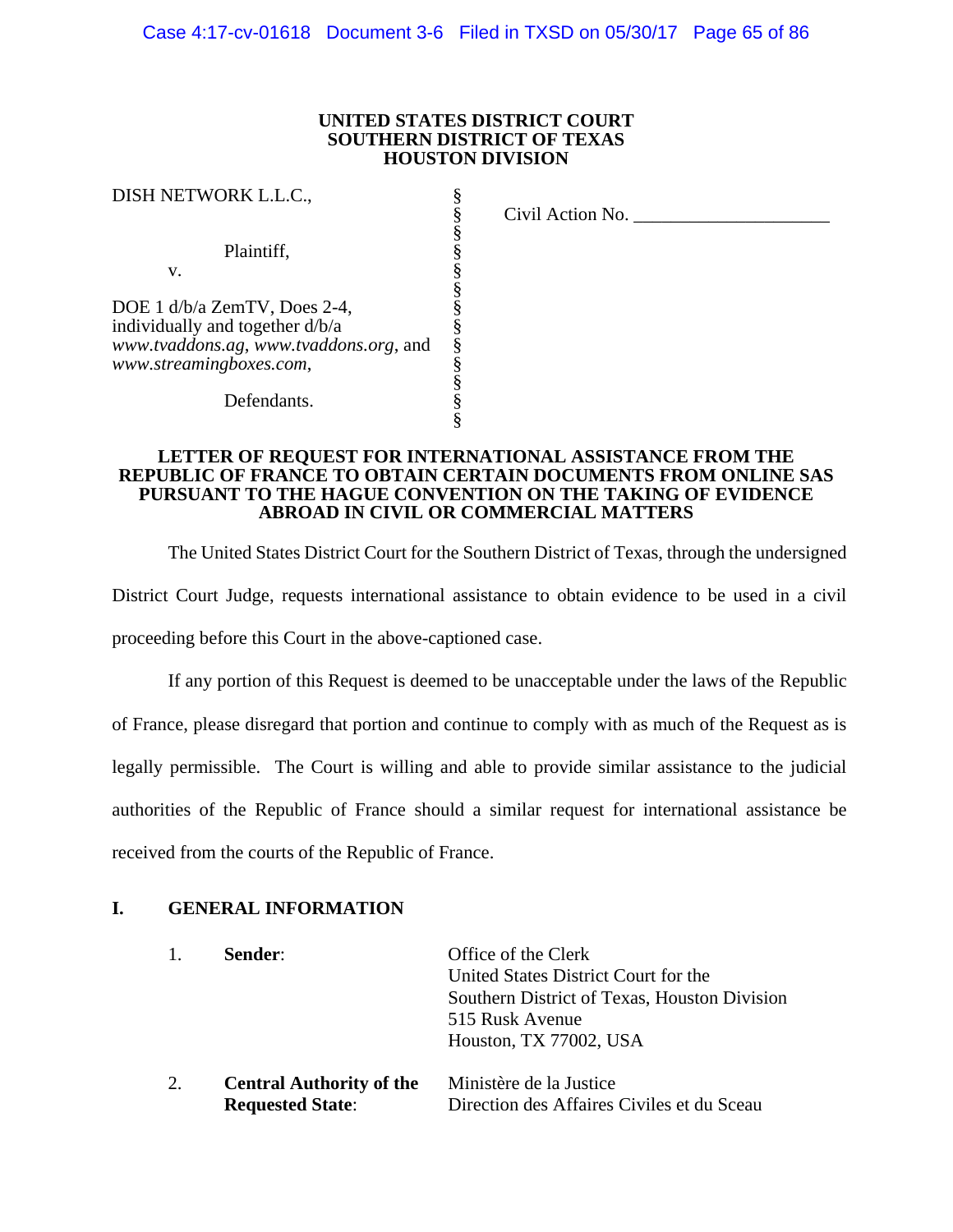**UNITED STATES DISTRICT COURT**
**SOUTHERN DISTRICT OF TEXAS**
**HOUSTON DIVISION**

| | | |
|---|---|---|
| DISH NETWORK L.L.C., | § | Civil Action No. ____________________ |
| | § | |
| Plaintiff, | § | |
| v. | § | |
| | § | |
| DOE 1 d/b/a ZemTV, Does 2-4, individually and together d/b/a *www.tvaddons.ag*, *www.tvaddons.org*, and *www.streamingboxes.com*, | § | |
| | § | |
| Defendants. | § | |

**LETTER OF REQUEST FOR INTERNATIONAL ASSISTANCE FROM THE REPUBLIC OF FRANCE TO OBTAIN CERTAIN DOCUMENTS FROM ONLINE SAS PURSUANT TO THE HAGUE CONVENTION ON THE TAKING OF EVIDENCE ABROAD IN CIVIL OR COMMERCIAL MATTERS**

The United States District Court for the Southern District of Texas, through the undersigned District Court Judge, requests international assistance to obtain evidence to be used in a civil proceeding before this Court in the above-captioned case.

If any portion of this Request is deemed to be unacceptable under the laws of the Republic of France, please disregard that portion and continue to comply with as much of the Request as is legally permissible. The Court is willing and able to provide similar assistance to the judicial authorities of the Republic of France should a similar request for international assistance be received from the courts of the Republic of France.

## I. GENERAL INFORMATION

1. **Sender**: Office of the Clerk
   United States District Court for the
   Southern District of Texas, Houston Division
   515 Rusk Avenue
   Houston, TX 77002, USA

2. **Central Authority of the Requested State**: Ministère de la Justice
   Direction des Affaires Civiles et du Sceau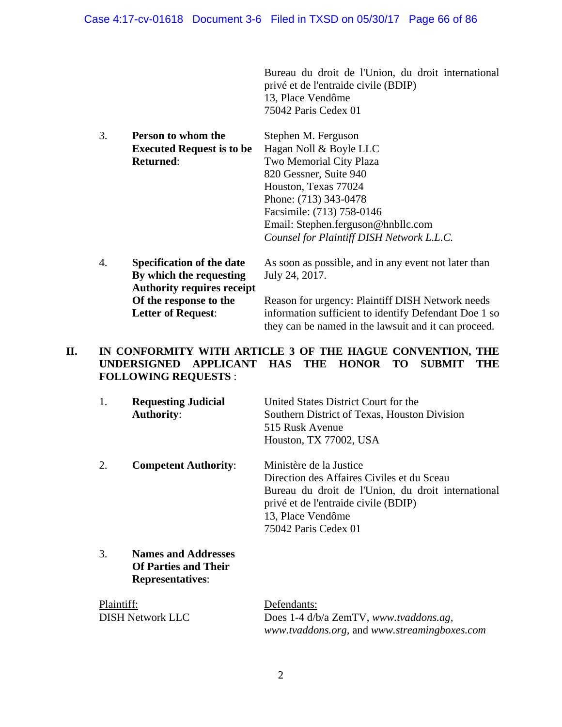Bureau du droit de l'Union, du droit international privé et de l'entraide civile (BDIP)
13, Place Vendôme
75042 Paris Cedex 01

| | | |
|---|---|---|
| 3. | **Person to whom the Executed Request is to be Returned**: | Stephen M. Ferguson<br>Hagan Noll & Boyle LLC<br>Two Memorial City Plaza<br>820 Gessner, Suite 940<br>Houston, Texas 77024<br>Phone: (713) 343-0478<br>Facsimile: (713) 758-0146<br>Email: Stephen.ferguson@hnbllc.com<br>*Counsel for Plaintiff DISH Network L.L.C.* |
| 4. | **Specification of the date By which the requesting Authority requires receipt Of the response to the Letter of Request**: | As soon as possible, and in any event not later than July 24, 2017.<br><br>Reason for urgency: Plaintiff DISH Network needs information sufficient to identify Defendant Doe 1 so they can be named in the lawsuit and it can proceed. |

## II. IN CONFORMITY WITH ARTICLE 3 OF THE HAGUE CONVENTION, THE UNDERSIGNED APPLICANT HAS THE HONOR TO SUBMIT THE FOLLOWING REQUESTS :

| | | |
|---|---|---|
| 1. | **Requesting Judicial Authority**: | United States District Court for the<br>Southern District of Texas, Houston Division<br>515 Rusk Avenue<br>Houston, TX 77002, USA |
| 2. | **Competent Authority**: | Ministère de la Justice<br>Direction des Affaires Civiles et du Sceau<br>Bureau du droit de l'Union, du droit international privé et de l'entraide civile (BDIP)<br>13, Place Vendôme<br>75042 Paris Cedex 01 |
| 3. | **Names and Addresses Of Parties and Their Representatives**: | |

| Plaintiff: | Defendants: |
|---|---|
| DISH Network LLC | Does 1-4 d/b/a ZemTV, *www.tvaddons.ag*, *www.tvaddons.org*, and *www.streamingboxes.com* |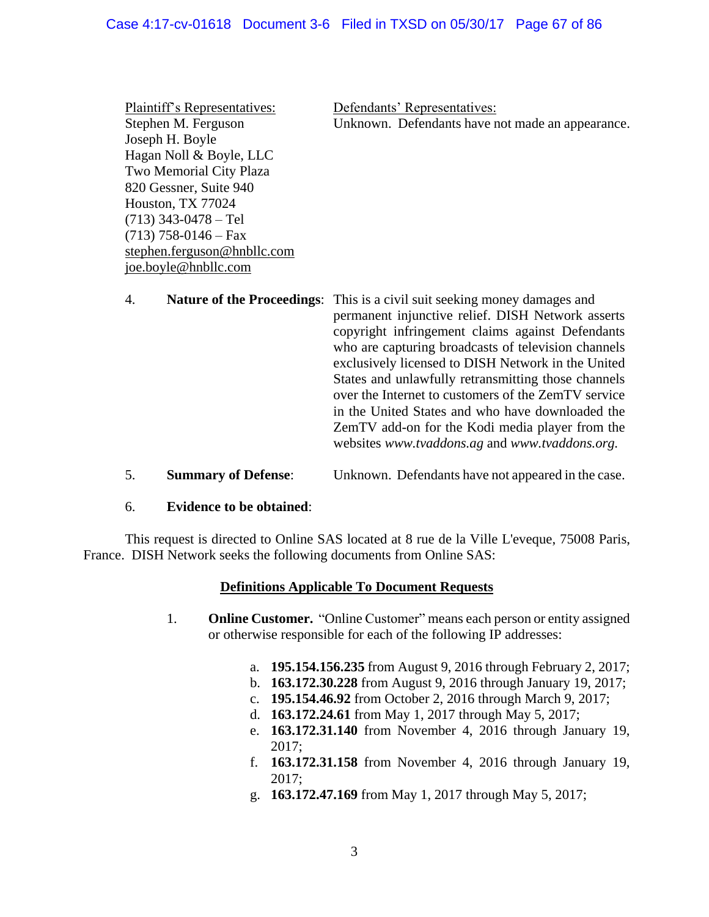| Plaintiff's Representatives: | Defendants' Representatives: |
|---|---|
| Stephen M. Ferguson<br>Joseph H. Boyle<br>Hagan Noll & Boyle, LLC<br>Two Memorial City Plaza<br>820 Gessner, Suite 940<br>Houston, TX 77024<br>(713) 343-0478 – Tel<br>(713) 758-0146 – Fax<br>stephen.ferguson@hnbllc.com<br>joe.boyle@hnbllc.com | Unknown. Defendants have not made an appearance. |

4. **Nature of the Proceedings**: This is a civil suit seeking money damages and permanent injunctive relief. DISH Network asserts copyright infringement claims against Defendants who are capturing broadcasts of television channels exclusively licensed to DISH Network in the United States and unlawfully retransmitting those channels over the Internet to customers of the ZemTV service in the United States and who have downloaded the ZemTV add-on for the Kodi media player from the websites *www.tvaddons.ag* and *www.tvaddons.org.*

5. **Summary of Defense**: Unknown. Defendants have not appeared in the case.

6. **Evidence to be obtained**:

This request is directed to Online SAS located at 8 rue de la Ville L'eveque, 75008 Paris, France. DISH Network seeks the following documents from Online SAS:

**Definitions Applicable To Document Requests**

1. **Online Customer.** "Online Customer" means each person or entity assigned or otherwise responsible for each of the following IP addresses:

   a. **195.154.156.235** from August 9, 2016 through February 2, 2017;
   b. **163.172.30.228** from August 9, 2016 through January 19, 2017;
   c. **195.154.46.92** from October 2, 2016 through March 9, 2017;
   d. **163.172.24.61** from May 1, 2017 through May 5, 2017;
   e. **163.172.31.140** from November 4, 2016 through January 19, 2017;
   f. **163.172.31.158** from November 4, 2016 through January 19, 2017;
   g. **163.172.47.169** from May 1, 2017 through May 5, 2017;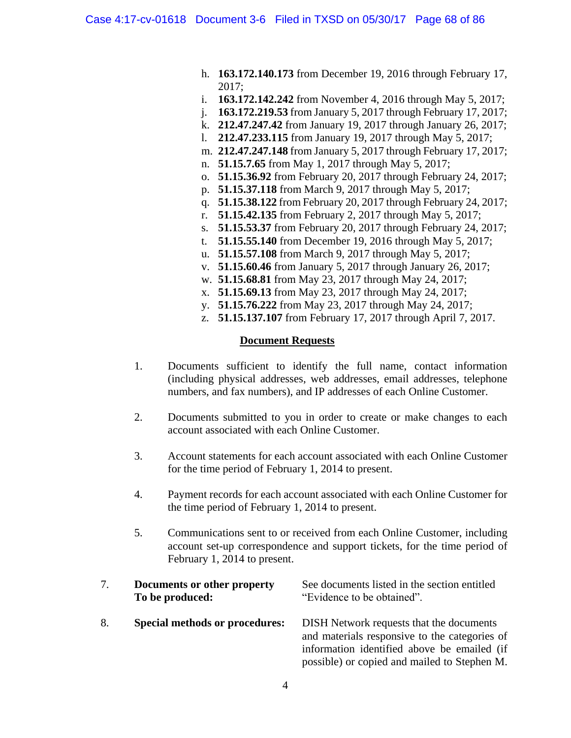h. **163.172.140.173** from December 19, 2016 through February 17, 2017;
i. **163.172.142.242** from November 4, 2016 through May 5, 2017;
j. **163.172.219.53** from January 5, 2017 through February 17, 2017;
k. **212.47.247.42** from January 19, 2017 through January 26, 2017;
l. **212.47.233.115** from January 19, 2017 through May 5, 2017;
m. **212.47.247.148** from January 5, 2017 through February 17, 2017;
n. **51.15.7.65** from May 1, 2017 through May 5, 2017;
o. **51.15.36.92** from February 20, 2017 through February 24, 2017;
p. **51.15.37.118** from March 9, 2017 through May 5, 2017;
q. **51.15.38.122** from February 20, 2017 through February 24, 2017;
r. **51.15.42.135** from February 2, 2017 through May 5, 2017;
s. **51.15.53.37** from February 20, 2017 through February 24, 2017;
t. **51.15.55.140** from December 19, 2016 through May 5, 2017;
u. **51.15.57.108** from March 9, 2017 through May 5, 2017;
v. **51.15.60.46** from January 5, 2017 through January 26, 2017;
w. **51.15.68.81** from May 23, 2017 through May 24, 2017;
x. **51.15.69.13** from May 23, 2017 through May 24, 2017;
y. **51.15.76.222** from May 23, 2017 through May 24, 2017;
z. **51.15.137.107** from February 17, 2017 through April 7, 2017.

**Document Requests**

1. Documents sufficient to identify the full name, contact information (including physical addresses, web addresses, email addresses, telephone numbers, and fax numbers), and IP addresses of each Online Customer.

2. Documents submitted to you in order to create or make changes to each account associated with each Online Customer.

3. Account statements for each account associated with each Online Customer for the time period of February 1, 2014 to present.

4. Payment records for each account associated with each Online Customer for the time period of February 1, 2014 to present.

5. Communications sent to or received from each Online Customer, including account set-up correspondence and support tickets, for the time period of February 1, 2014 to present.

7. **Documents or other property To be produced:** See documents listed in the section entitled "Evidence to be obtained".

8. **Special methods or procedures:** DISH Network requests that the documents and materials responsive to the categories of information identified above be emailed (if possible) or copied and mailed to Stephen M.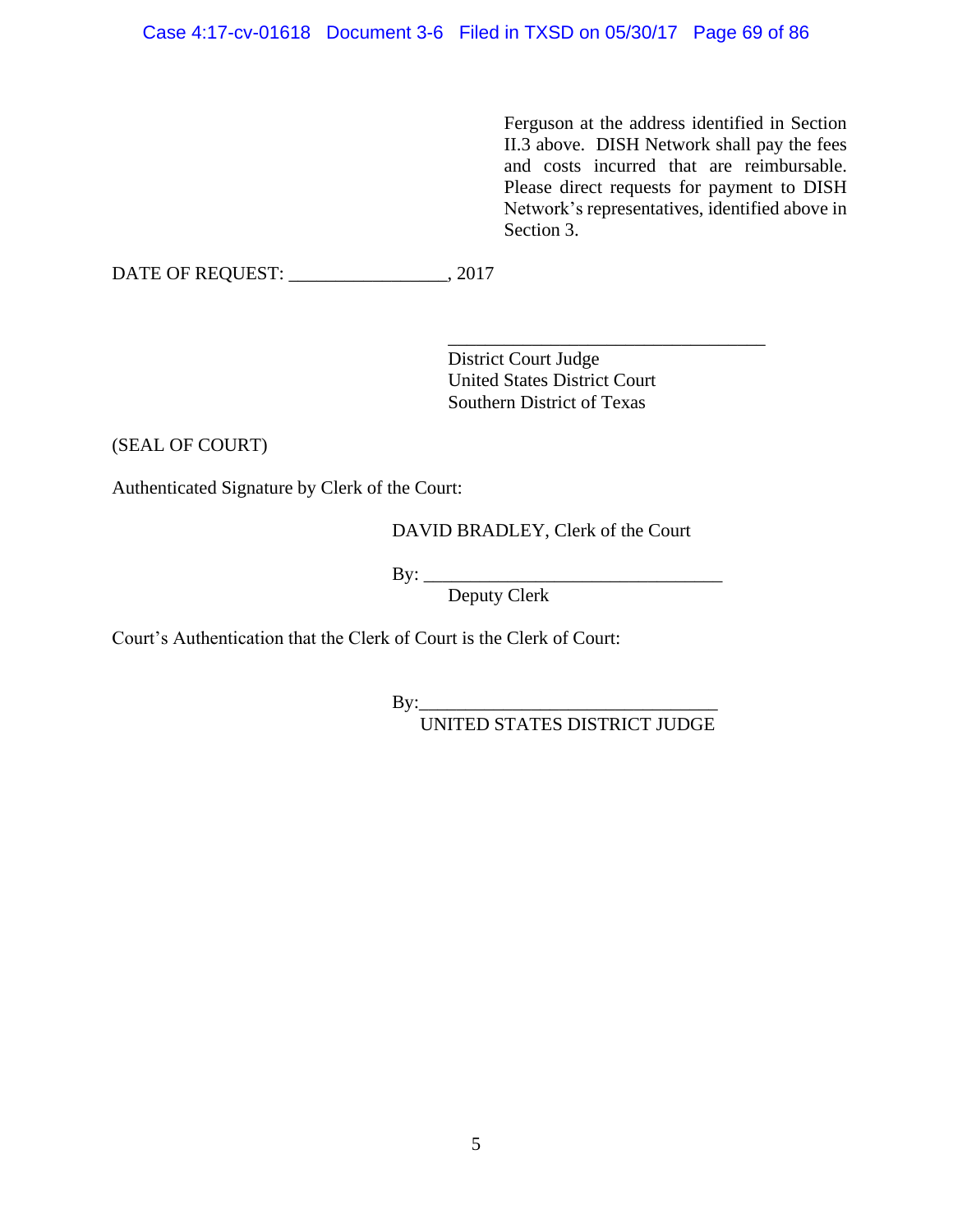Ferguson at the address identified in Section II.3 above. DISH Network shall pay the fees and costs incurred that are reimbursable. Please direct requests for payment to DISH Network's representatives, identified above in Section 3.

DATE OF REQUEST: _________________, 2017

___________________________________
District Court Judge
United States District Court
Southern District of Texas

(SEAL OF COURT)

Authenticated Signature by Clerk of the Court:

DAVID BRADLEY, Clerk of the Court

By: ________________________________
Deputy Clerk

Court's Authentication that the Clerk of Court is the Clerk of Court:

By:________________________________
UNITED STATES DISTRICT JUDGE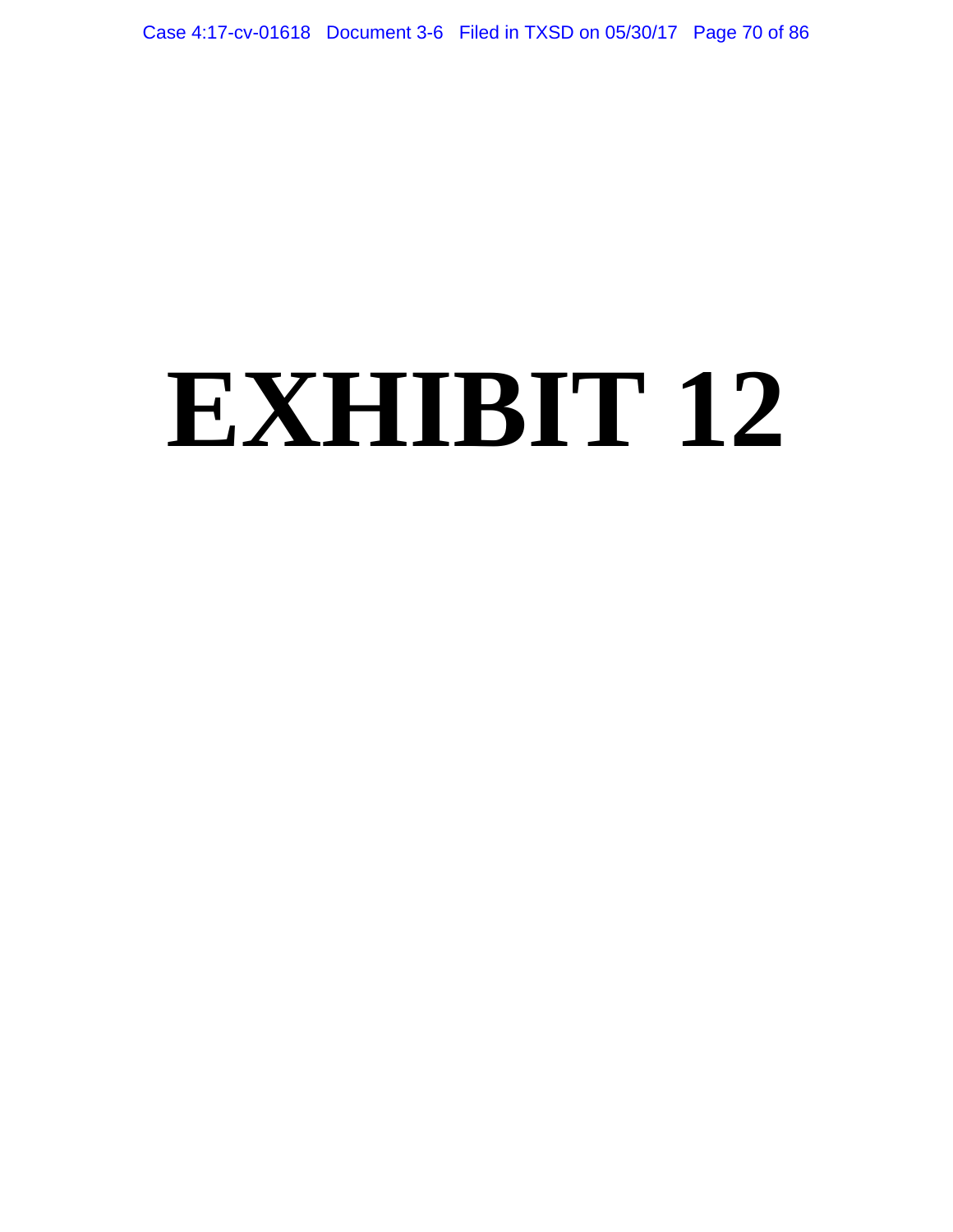# EXHIBIT 12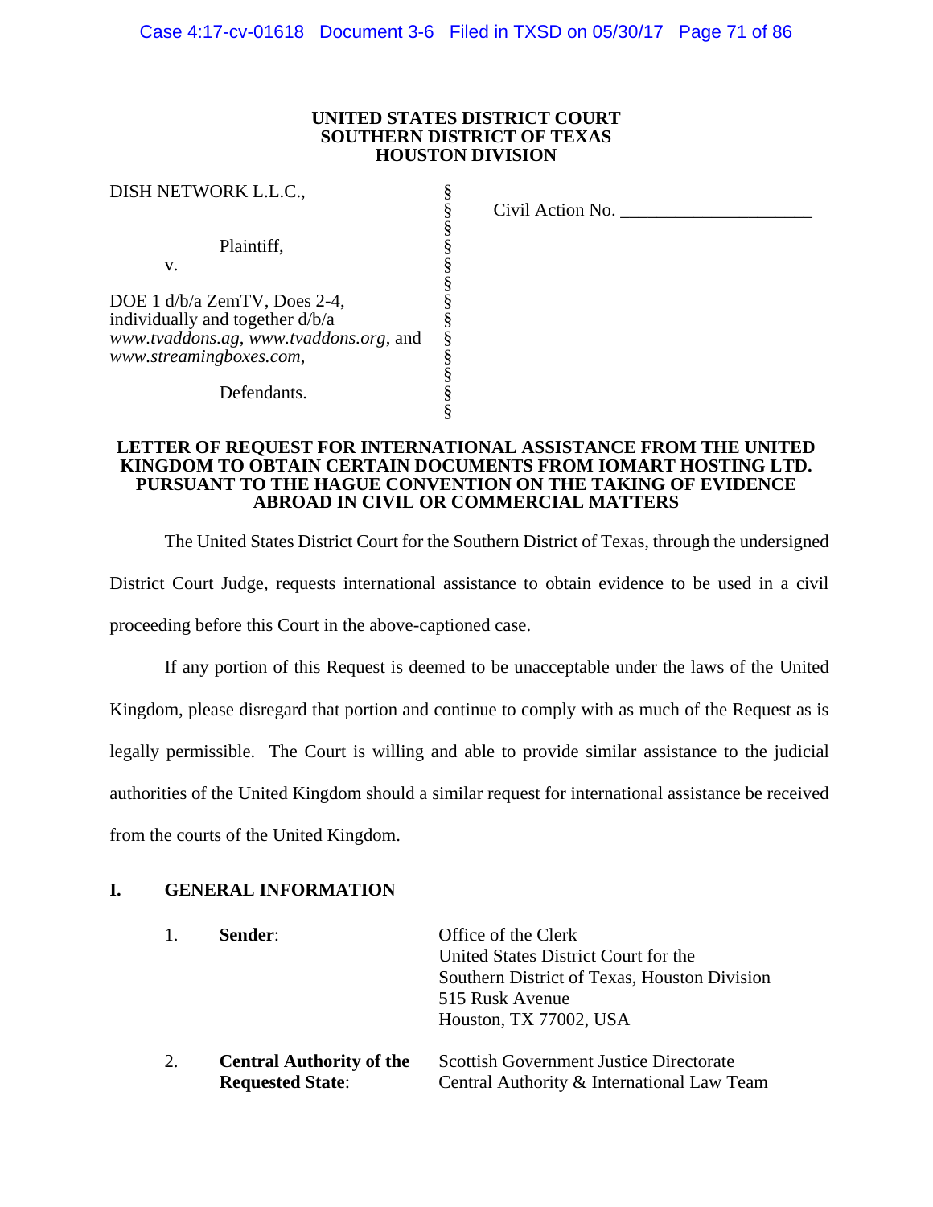**UNITED STATES DISTRICT COURT**
**SOUTHERN DISTRICT OF TEXAS**
**HOUSTON DIVISION**

| | | |
|---|---|---|
| DISH NETWORK L.L.C., | § | Civil Action No. ____________________ |
| | § | |
| Plaintiff, | § | |
| v. | § | |
| | § | |
| DOE 1 d/b/a ZemTV, Does 2-4, individually and together d/b/a *www.tvaddons.ag*, *www.tvaddons.org*, and *www.streamingboxes.com*, | § | |
| | § | |
| Defendants. | § | |

**LETTER OF REQUEST FOR INTERNATIONAL ASSISTANCE FROM THE UNITED KINGDOM TO OBTAIN CERTAIN DOCUMENTS FROM IOMART HOSTING LTD. PURSUANT TO THE HAGUE CONVENTION ON THE TAKING OF EVIDENCE ABROAD IN CIVIL OR COMMERCIAL MATTERS**

The United States District Court for the Southern District of Texas, through the undersigned District Court Judge, requests international assistance to obtain evidence to be used in a civil proceeding before this Court in the above-captioned case.

If any portion of this Request is deemed to be unacceptable under the laws of the United Kingdom, please disregard that portion and continue to comply with as much of the Request as is legally permissible. The Court is willing and able to provide similar assistance to the judicial authorities of the United Kingdom should a similar request for international assistance be received from the courts of the United Kingdom.

## I. GENERAL INFORMATION

1. **Sender**: Office of the Clerk
   United States District Court for the
   Southern District of Texas, Houston Division
   515 Rusk Avenue
   Houston, TX 77002, USA

2. **Central Authority of the Requested State**: Scottish Government Justice Directorate
   Central Authority & International Law Team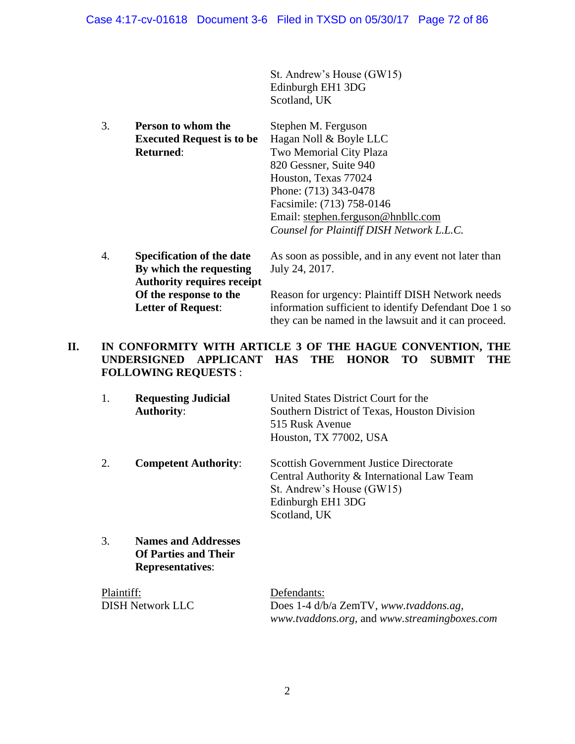St. Andrew's House (GW15)
Edinburgh EH1 3DG
Scotland, UK

3. **Person to whom the Executed Request is to be Returned**:

Stephen M. Ferguson
Hagan Noll & Boyle LLC
Two Memorial City Plaza
820 Gessner, Suite 940
Houston, Texas 77024
Phone: (713) 343-0478
Facsimile: (713) 758-0146
Email: stephen.ferguson@hnbllc.com
*Counsel for Plaintiff DISH Network L.L.C.*

4. **Specification of the date By which the requesting Authority requires receipt Of the response to the Letter of Request**:

As soon as possible, and in any event not later than July 24, 2017.

Reason for urgency: Plaintiff DISH Network needs information sufficient to identify Defendant Doe 1 so they can be named in the lawsuit and it can proceed.

## II. IN CONFORMITY WITH ARTICLE 3 OF THE HAGUE CONVENTION, THE UNDERSIGNED APPLICANT HAS THE HONOR TO SUBMIT THE FOLLOWING REQUESTS :

1. **Requesting Judicial Authority**:

United States District Court for the
Southern District of Texas, Houston Division
515 Rusk Avenue
Houston, TX 77002, USA

2. **Competent Authority**:

Scottish Government Justice Directorate
Central Authority & International Law Team
St. Andrew's House (GW15)
Edinburgh EH1 3DG
Scotland, UK

3. **Names and Addresses Of Parties and Their Representatives**:

Plaintiff:
DISH Network LLC

Defendants:
Does 1-4 d/b/a ZemTV, *www.tvaddons.ag*, *www.tvaddons.org*, and *www.streamingboxes.com*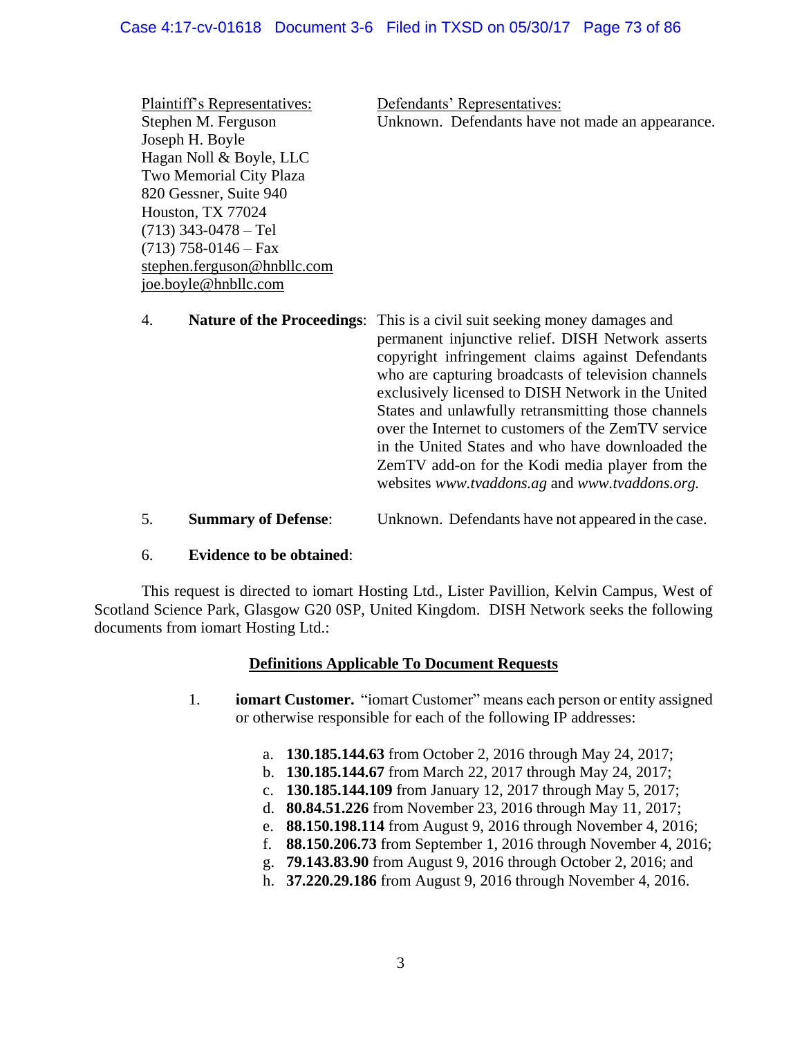| Plaintiff's Representatives: | Defendants' Representatives: |
| --- | --- |
| Stephen M. Ferguson<br>Joseph H. Boyle<br>Hagan Noll & Boyle, LLC<br>Two Memorial City Plaza<br>820 Gessner, Suite 940<br>Houston, TX 77024<br>(713) 343-0478 – Tel<br>(713) 758-0146 – Fax<br>stephen.ferguson@hnbllc.com<br>joe.boyle@hnbllc.com | Unknown. Defendants have not made an appearance. |

4. **Nature of the Proceedings**: This is a civil suit seeking money damages and permanent injunctive relief. DISH Network asserts copyright infringement claims against Defendants who are capturing broadcasts of television channels exclusively licensed to DISH Network in the United States and unlawfully retransmitting those channels over the Internet to customers of the ZemTV service in the United States and who have downloaded the ZemTV add-on for the Kodi media player from the websites *www.tvaddons.ag* and *www.tvaddons.org.*

5. **Summary of Defense**: Unknown. Defendants have not appeared in the case.

6. **Evidence to be obtained**:

This request is directed to iomart Hosting Ltd., Lister Pavillion, Kelvin Campus, West of Scotland Science Park, Glasgow G20 0SP, United Kingdom. DISH Network seeks the following documents from iomart Hosting Ltd.:

## Definitions Applicable To Document Requests

1. **iomart Customer.** "iomart Customer" means each person or entity assigned or otherwise responsible for each of the following IP addresses:

   a. **130.185.144.63** from October 2, 2016 through May 24, 2017;
   b. **130.185.144.67** from March 22, 2017 through May 24, 2017;
   c. **130.185.144.109** from January 12, 2017 through May 5, 2017;
   d. **80.84.51.226** from November 23, 2016 through May 11, 2017;
   e. **88.150.198.114** from August 9, 2016 through November 4, 2016;
   f. **88.150.206.73** from September 1, 2016 through November 4, 2016;
   g. **79.143.83.90** from August 9, 2016 through October 2, 2016; and
   h. **37.220.29.186** from August 9, 2016 through November 4, 2016.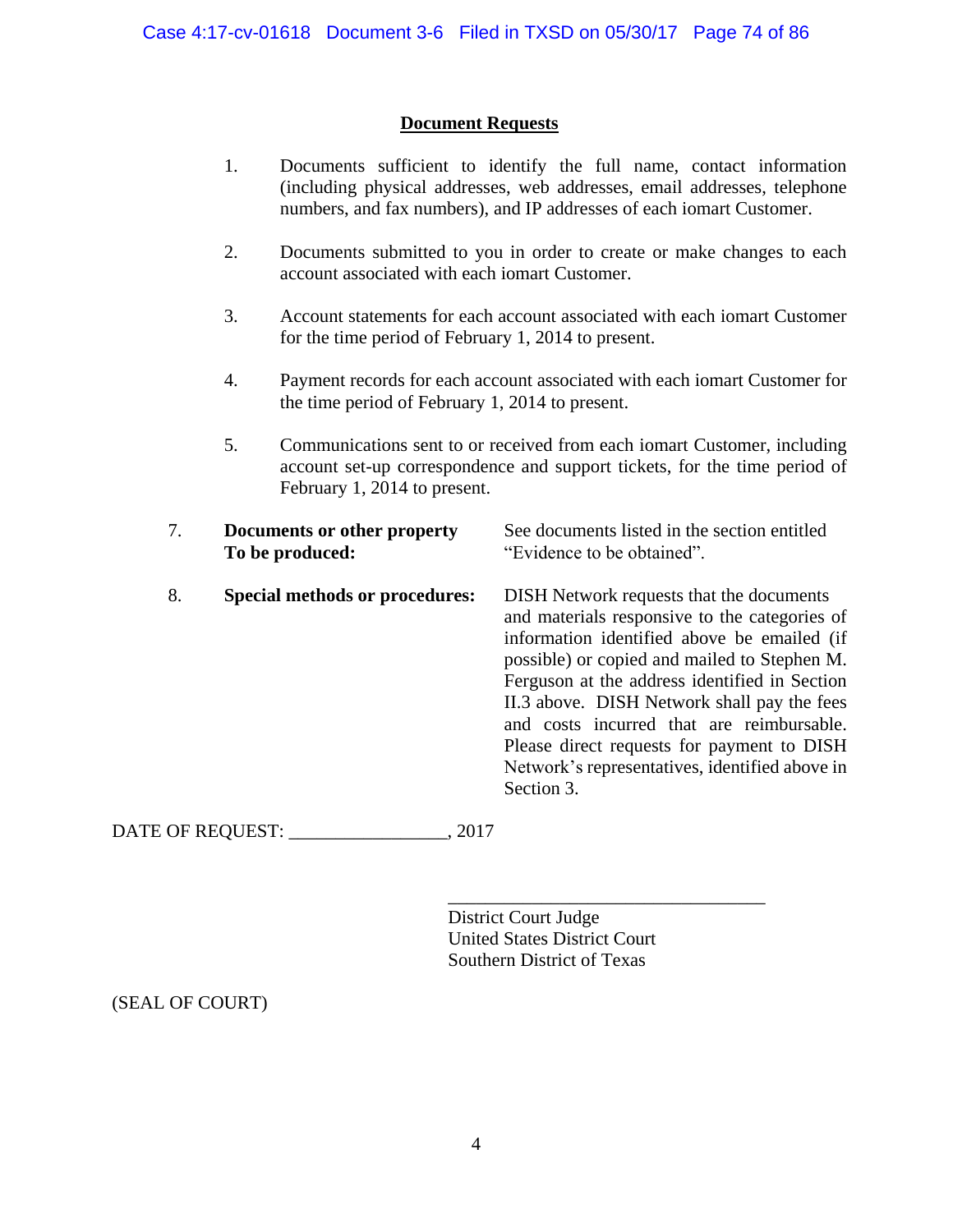## Document Requests

1. Documents sufficient to identify the full name, contact information (including physical addresses, web addresses, email addresses, telephone numbers, and fax numbers), and IP addresses of each iomart Customer.

2. Documents submitted to you in order to create or make changes to each account associated with each iomart Customer.

3. Account statements for each account associated with each iomart Customer for the time period of February 1, 2014 to present.

4. Payment records for each account associated with each iomart Customer for the time period of February 1, 2014 to present.

5. Communications sent to or received from each iomart Customer, including account set-up correspondence and support tickets, for the time period of February 1, 2014 to present.

7. **Documents or other property To be produced:** See documents listed in the section entitled "Evidence to be obtained".

8. **Special methods or procedures:** DISH Network requests that the documents and materials responsive to the categories of information identified above be emailed (if possible) or copied and mailed to Stephen M. Ferguson at the address identified in Section II.3 above. DISH Network shall pay the fees and costs incurred that are reimbursable. Please direct requests for payment to DISH Network's representatives, identified above in Section 3.

DATE OF REQUEST: _________________, 2017

___________________________________
District Court Judge
United States District Court
Southern District of Texas

(SEAL OF COURT)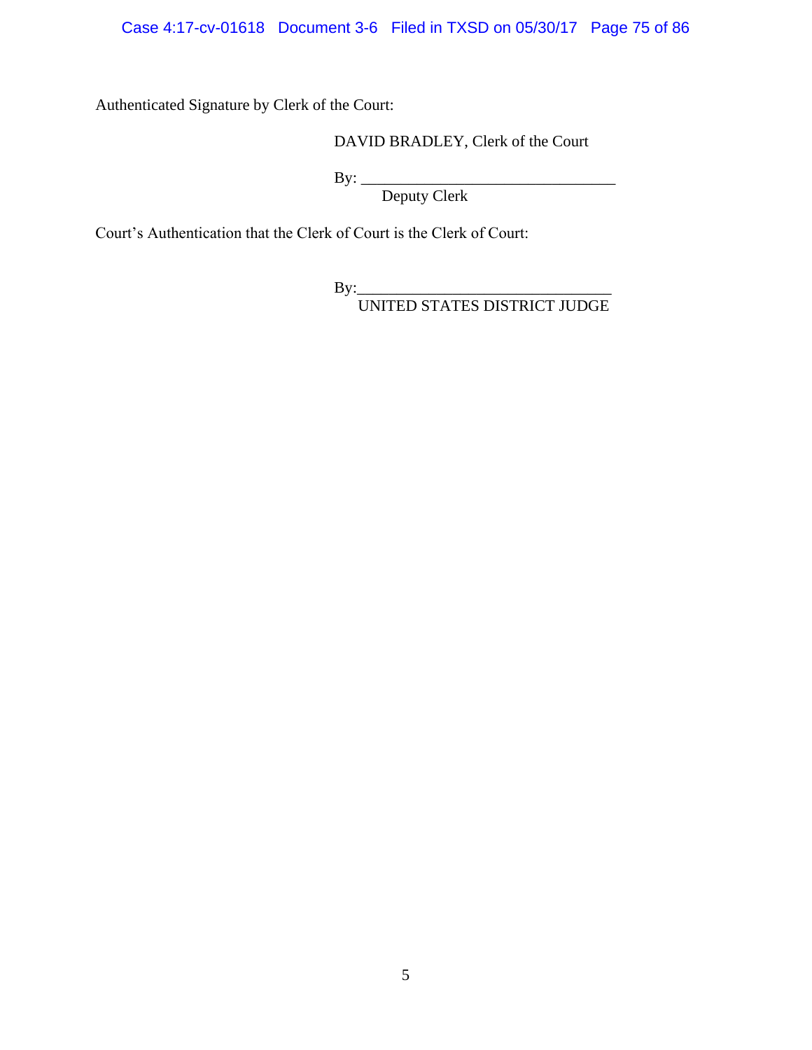Authenticated Signature by Clerk of the Court:

DAVID BRADLEY, Clerk of the Court

By: ________________________________
Deputy Clerk

Court's Authentication that the Clerk of Court is the Clerk of Court:

By:________________________________
UNITED STATES DISTRICT JUDGE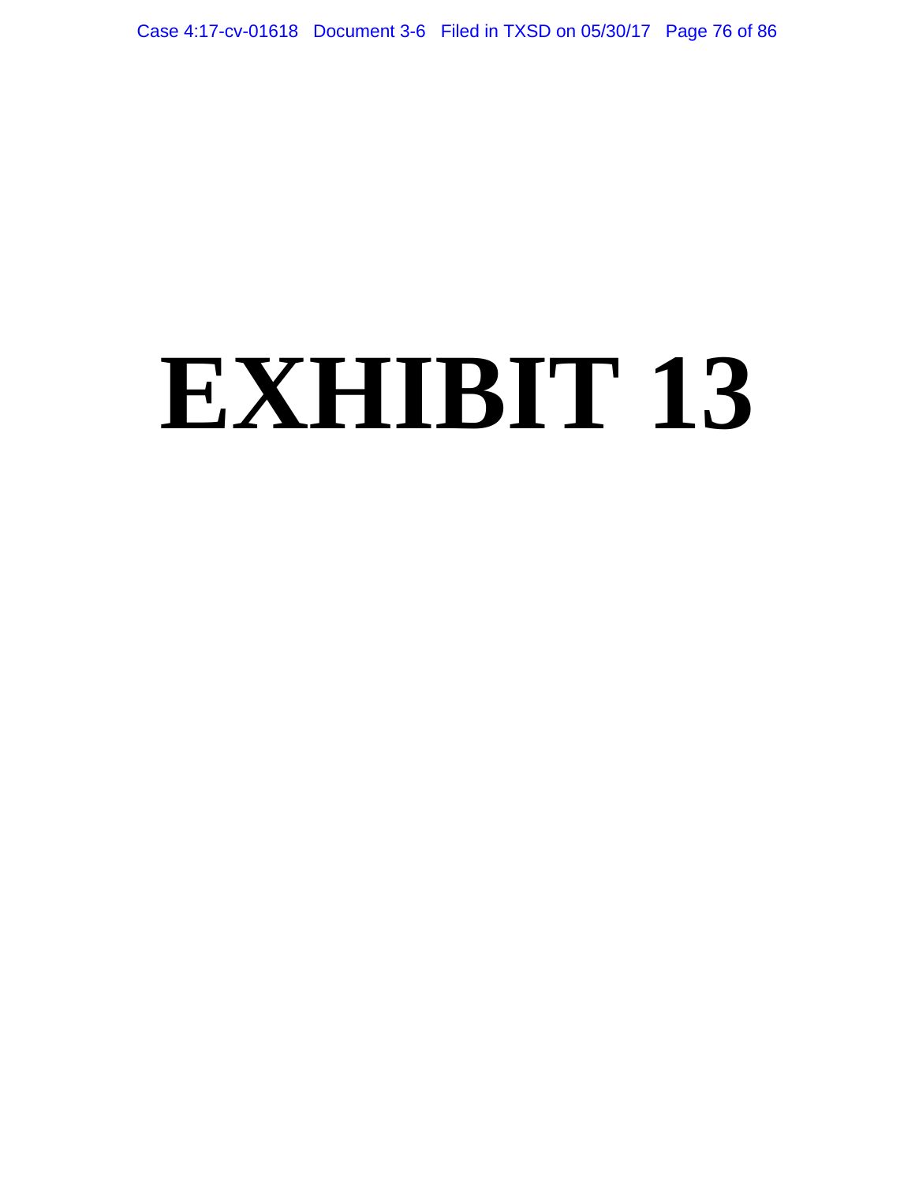# EXHIBIT 13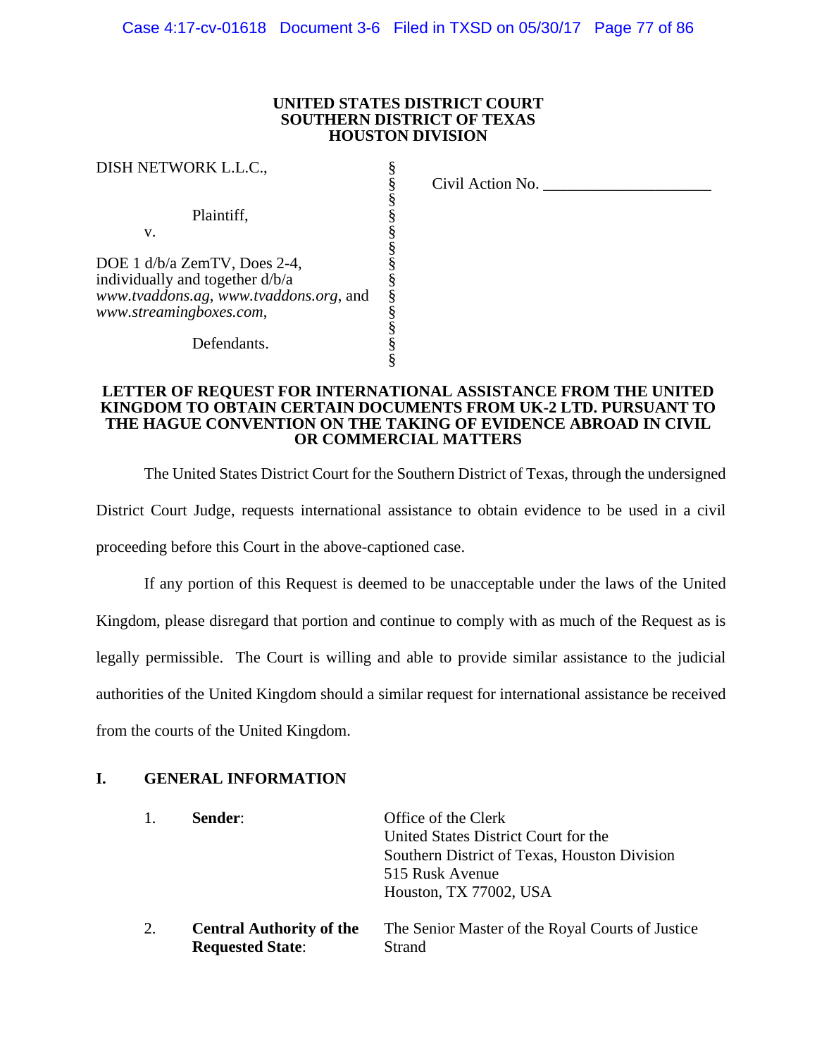**UNITED STATES DISTRICT COURT**
**SOUTHERN DISTRICT OF TEXAS**
**HOUSTON DIVISION**

| | | |
|---|---|---|
| DISH NETWORK L.L.C., | § | Civil Action No. ____________________ |
| | § | |
| Plaintiff, | § | |
| v. | § | |
| | § | |
| DOE 1 d/b/a ZemTV, Does 2-4, individually and together d/b/a *www.tvaddons.ag*, *www.tvaddons.org*, and *www.streamingboxes.com*, | § | |
| | § | |
| Defendants. | § | |

**LETTER OF REQUEST FOR INTERNATIONAL ASSISTANCE FROM THE UNITED KINGDOM TO OBTAIN CERTAIN DOCUMENTS FROM UK-2 LTD. PURSUANT TO THE HAGUE CONVENTION ON THE TAKING OF EVIDENCE ABROAD IN CIVIL OR COMMERCIAL MATTERS**

The United States District Court for the Southern District of Texas, through the undersigned District Court Judge, requests international assistance to obtain evidence to be used in a civil proceeding before this Court in the above-captioned case.

If any portion of this Request is deemed to be unacceptable under the laws of the United Kingdom, please disregard that portion and continue to comply with as much of the Request as is legally permissible. The Court is willing and able to provide similar assistance to the judicial authorities of the United Kingdom should a similar request for international assistance be received from the courts of the United Kingdom.

## I. GENERAL INFORMATION

1. **Sender**: Office of the Clerk
   United States District Court for the
   Southern District of Texas, Houston Division
   515 Rusk Avenue
   Houston, TX 77002, USA

2. **Central Authority of the Requested State**: The Senior Master of the Royal Courts of Justice
   Strand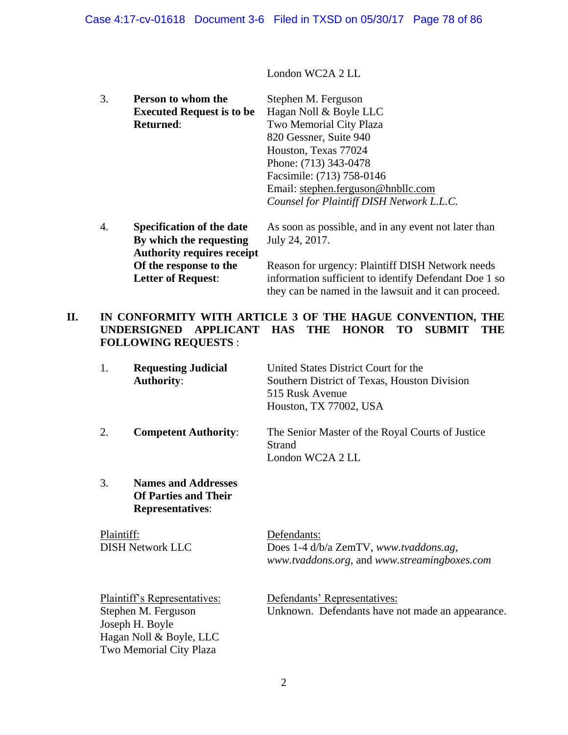London WC2A 2 LL

3. **Person to whom the Executed Request is to be Returned**:

Stephen M. Ferguson
Hagan Noll & Boyle LLC
Two Memorial City Plaza
820 Gessner, Suite 940
Houston, Texas 77024
Phone: (713) 343-0478
Facsimile: (713) 758-0146
Email: stephen.ferguson@hnbllc.com
*Counsel for Plaintiff DISH Network L.L.C.*

4. **Specification of the date By which the requesting Authority requires receipt Of the response to the Letter of Request**:

As soon as possible, and in any event not later than July 24, 2017.

Reason for urgency: Plaintiff DISH Network needs information sufficient to identify Defendant Doe 1 so they can be named in the lawsuit and it can proceed.

## II. IN CONFORMITY WITH ARTICLE 3 OF THE HAGUE CONVENTION, THE UNDERSIGNED APPLICANT HAS THE HONOR TO SUBMIT THE FOLLOWING REQUESTS :

1. **Requesting Judicial Authority**:

United States District Court for the
Southern District of Texas, Houston Division
515 Rusk Avenue
Houston, TX 77002, USA

2. **Competent Authority**:

The Senior Master of the Royal Courts of Justice
Strand
London WC2A 2 LL

3. **Names and Addresses Of Parties and Their Representatives**:

Plaintiff:
DISH Network LLC

Defendants:
Does 1-4 d/b/a ZemTV, *www.tvaddons.ag*, *www.tvaddons.org*, and *www.streamingboxes.com*

Plaintiff's Representatives:
Stephen M. Ferguson
Joseph H. Boyle
Hagan Noll & Boyle, LLC
Two Memorial City Plaza

Defendants' Representatives:
Unknown. Defendants have not made an appearance.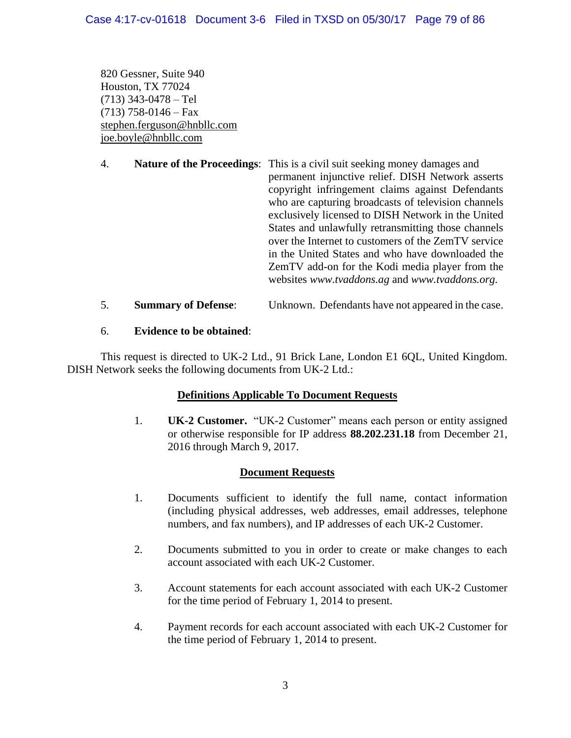820 Gessner, Suite 940
Houston, TX 77024
(713) 343-0478 – Tel
(713) 758-0146 – Fax
stephen.ferguson@hnbllc.com
joe.boyle@hnbllc.com

4. **Nature of the Proceedings**: This is a civil suit seeking money damages and permanent injunctive relief. DISH Network asserts copyright infringement claims against Defendants who are capturing broadcasts of television channels exclusively licensed to DISH Network in the United States and unlawfully retransmitting those channels over the Internet to customers of the ZemTV service in the United States and who have downloaded the ZemTV add-on for the Kodi media player from the websites *www.tvaddons.ag* and *www.tvaddons.org.*

5. **Summary of Defense**: Unknown. Defendants have not appeared in the case.

6. **Evidence to be obtained**:

This request is directed to UK-2 Ltd., 91 Brick Lane, London E1 6QL, United Kingdom. DISH Network seeks the following documents from UK-2 Ltd.:

**Definitions Applicable To Document Requests**

1. **UK-2 Customer.** "UK-2 Customer" means each person or entity assigned or otherwise responsible for IP address **88.202.231.18** from December 21, 2016 through March 9, 2017.

**Document Requests**

1. Documents sufficient to identify the full name, contact information (including physical addresses, web addresses, email addresses, telephone numbers, and fax numbers), and IP addresses of each UK-2 Customer.

2. Documents submitted to you in order to create or make changes to each account associated with each UK-2 Customer.

3. Account statements for each account associated with each UK-2 Customer for the time period of February 1, 2014 to present.

4. Payment records for each account associated with each UK-2 Customer for the time period of February 1, 2014 to present.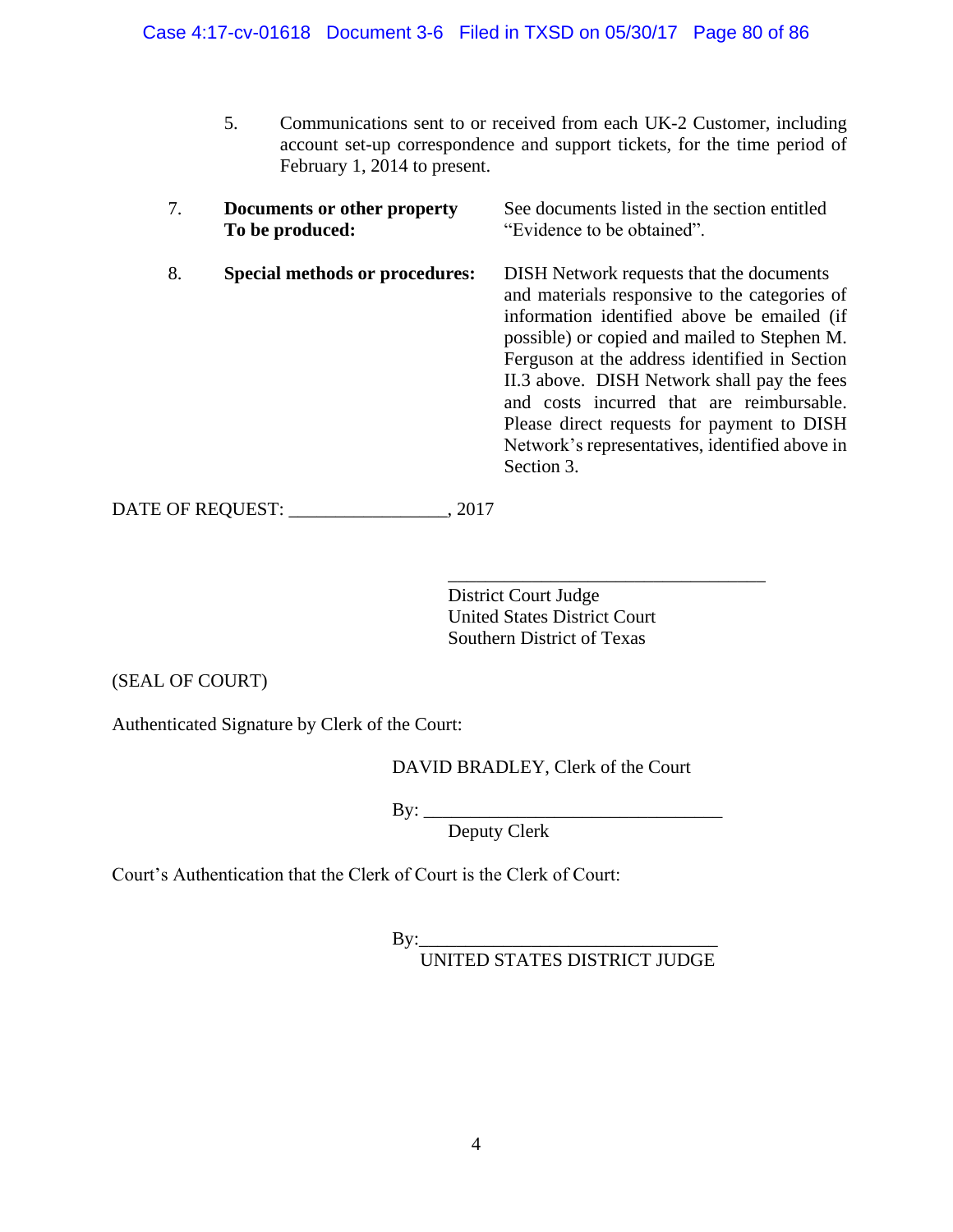5. Communications sent to or received from each UK-2 Customer, including account set-up correspondence and support tickets, for the time period of February 1, 2014 to present.

7. **Documents or other property To be produced:** See documents listed in the section entitled "Evidence to be obtained".

8. **Special methods or procedures:** DISH Network requests that the documents and materials responsive to the categories of information identified above be emailed (if possible) or copied and mailed to Stephen M. Ferguson at the address identified in Section II.3 above. DISH Network shall pay the fees and costs incurred that are reimbursable. Please direct requests for payment to DISH Network's representatives, identified above in Section 3.

DATE OF REQUEST: _________________, 2017

___________________________________
District Court Judge
United States District Court
Southern District of Texas

(SEAL OF COURT)

Authenticated Signature by Clerk of the Court:

DAVID BRADLEY, Clerk of the Court

By: _________________________________
Deputy Clerk

Court's Authentication that the Clerk of Court is the Clerk of Court:

By:_________________________________
UNITED STATES DISTRICT JUDGE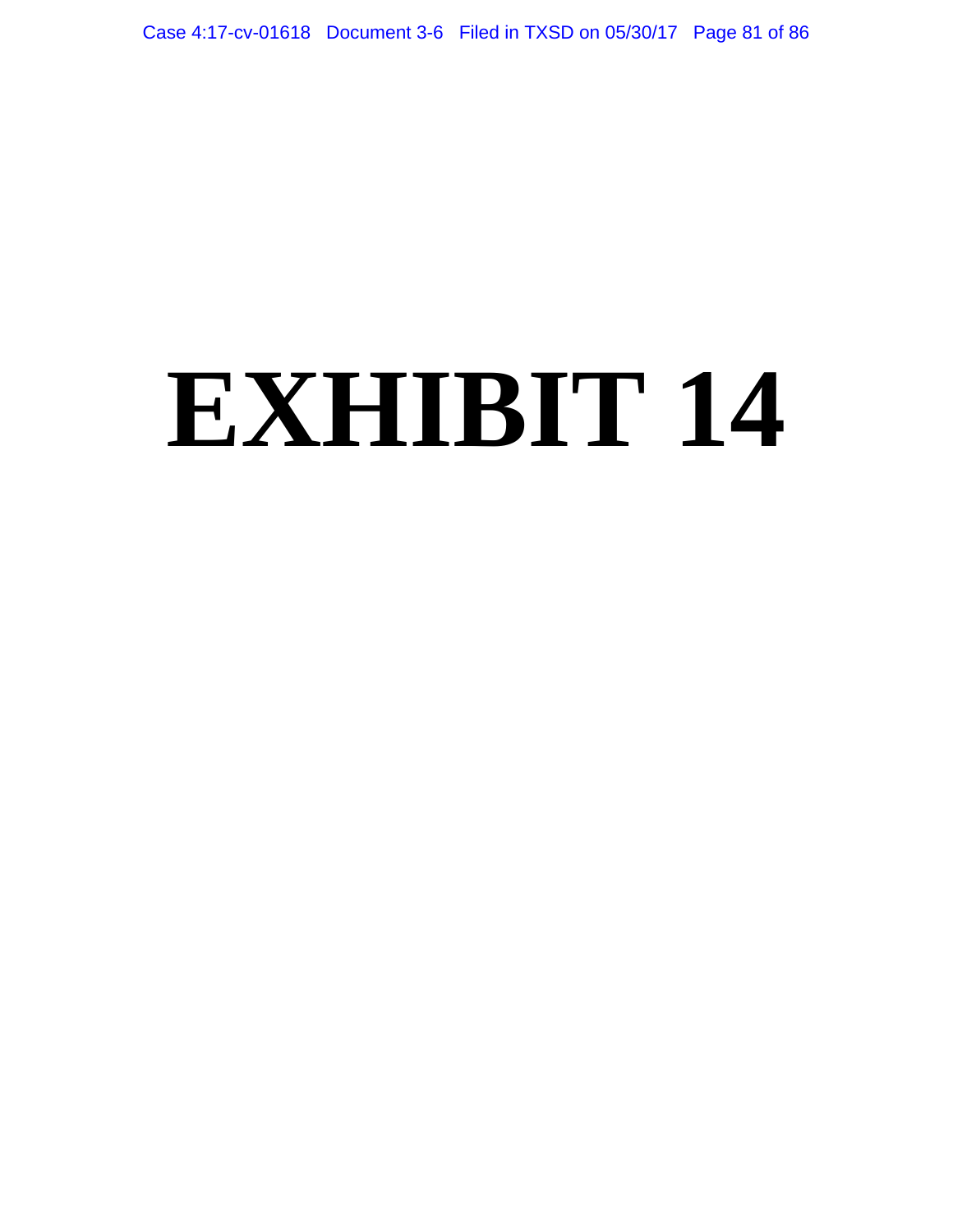# EXHIBIT 14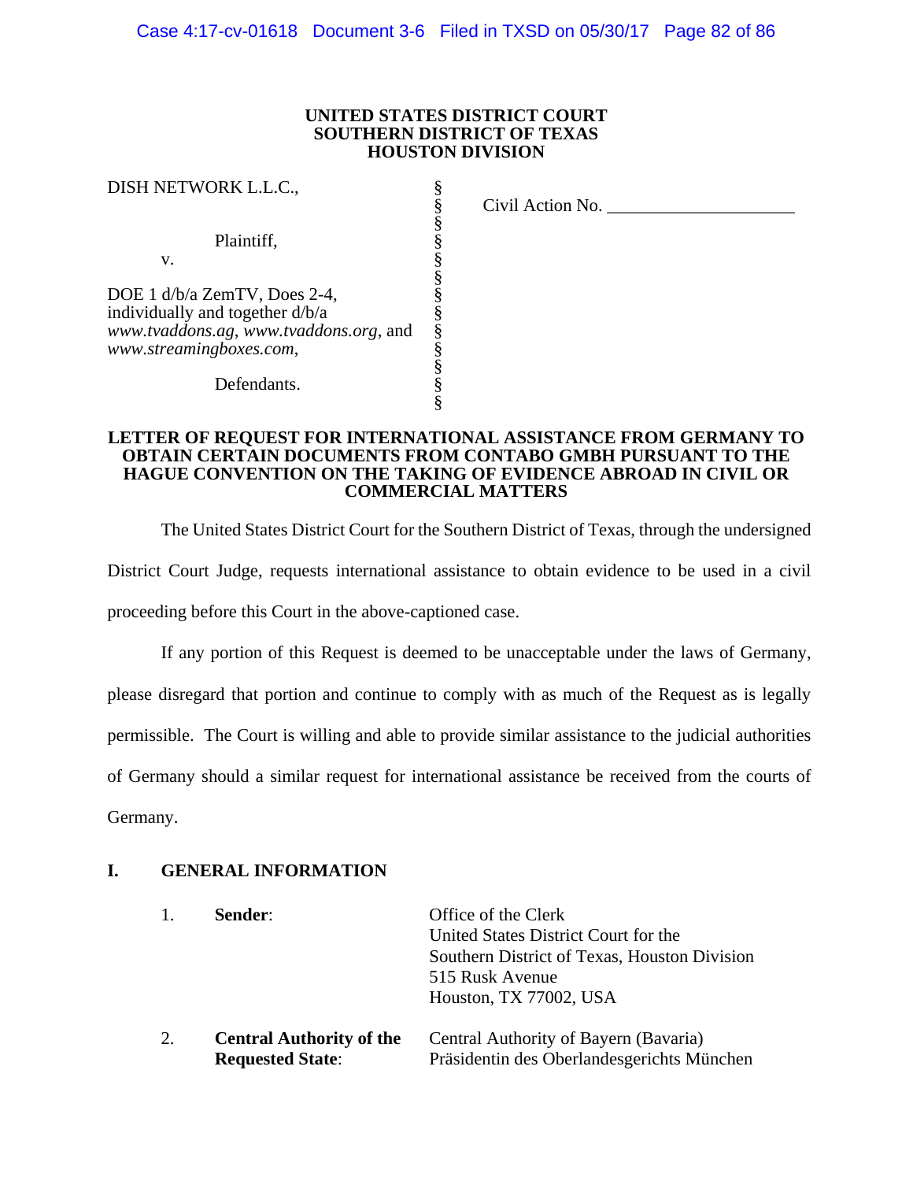**UNITED STATES DISTRICT COURT**
**SOUTHERN DISTRICT OF TEXAS**
**HOUSTON DIVISION**

| | | |
|---|---|---|
| DISH NETWORK L.L.C.,<br><br>Plaintiff,<br>v.<br><br>DOE 1 d/b/a ZemTV, Does 2-4, individually and together d/b/a *www.tvaddons.ag*, *www.tvaddons.org*, and *www.streamingboxes.com*,<br><br>Defendants. | §<br>§<br>§<br>§<br>§<br>§<br>§<br>§<br>§<br>§<br>§<br>§<br>§ | Civil Action No. ____________________ |

**LETTER OF REQUEST FOR INTERNATIONAL ASSISTANCE FROM GERMANY TO OBTAIN CERTAIN DOCUMENTS FROM CONTABO GMBH PURSUANT TO THE HAGUE CONVENTION ON THE TAKING OF EVIDENCE ABROAD IN CIVIL OR COMMERCIAL MATTERS**

The United States District Court for the Southern District of Texas, through the undersigned District Court Judge, requests international assistance to obtain evidence to be used in a civil proceeding before this Court in the above-captioned case.

If any portion of this Request is deemed to be unacceptable under the laws of Germany, please disregard that portion and continue to comply with as much of the Request as is legally permissible. The Court is willing and able to provide similar assistance to the judicial authorities of Germany should a similar request for international assistance be received from the courts of Germany.

## I. GENERAL INFORMATION

| | | |
|---|---|---|
| 1. | **Sender**: | Office of the Clerk<br>United States District Court for the Southern District of Texas, Houston Division<br>515 Rusk Avenue<br>Houston, TX 77002, USA |
| 2. | **Central Authority of the Requested State**: | Central Authority of Bayern (Bavaria)<br>Präsidentin des Oberlandesgerichts München |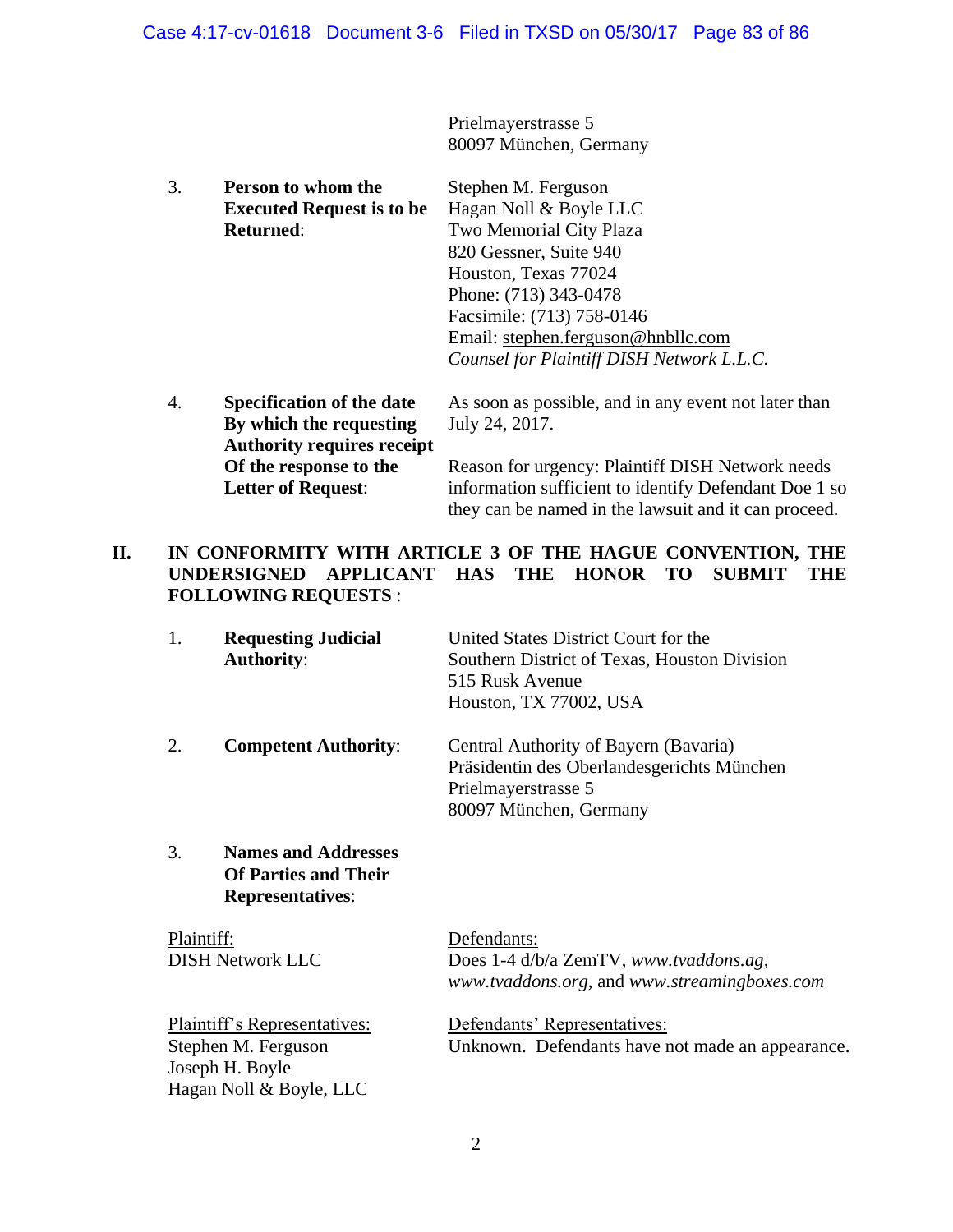Prielmayerstrasse 5
80097 München, Germany

3. **Person to whom the Executed Request is to be Returned**:

Stephen M. Ferguson
Hagan Noll & Boyle LLC
Two Memorial City Plaza
820 Gessner, Suite 940
Houston, Texas 77024
Phone: (713) 343-0478
Facsimile: (713) 758-0146
Email: stephen.ferguson@hnbllc.com
*Counsel for Plaintiff DISH Network L.L.C.*

4. **Specification of the date By which the requesting Authority requires receipt Of the response to the Letter of Request**:

As soon as possible, and in any event not later than July 24, 2017.

Reason for urgency: Plaintiff DISH Network needs information sufficient to identify Defendant Doe 1 so they can be named in the lawsuit and it can proceed.

## II. IN CONFORMITY WITH ARTICLE 3 OF THE HAGUE CONVENTION, THE UNDERSIGNED APPLICANT HAS THE HONOR TO SUBMIT THE FOLLOWING REQUESTS :

1. **Requesting Judicial Authority**:

United States District Court for the
Southern District of Texas, Houston Division
515 Rusk Avenue
Houston, TX 77002, USA

2. **Competent Authority**:

Central Authority of Bayern (Bavaria)
Präsidentin des Oberlandesgerichts München
Prielmayerstrasse 5
80097 München, Germany

3. **Names and Addresses Of Parties and Their Representatives**:

Plaintiff:
DISH Network LLC

Defendants:
Does 1-4 d/b/a ZemTV, *www.tvaddons.ag*, *www.tvaddons.org*, and *www.streamingboxes.com*

Plaintiff's Representatives:
Stephen M. Ferguson
Joseph H. Boyle
Hagan Noll & Boyle, LLC

Defendants' Representatives:
Unknown. Defendants have not made an appearance.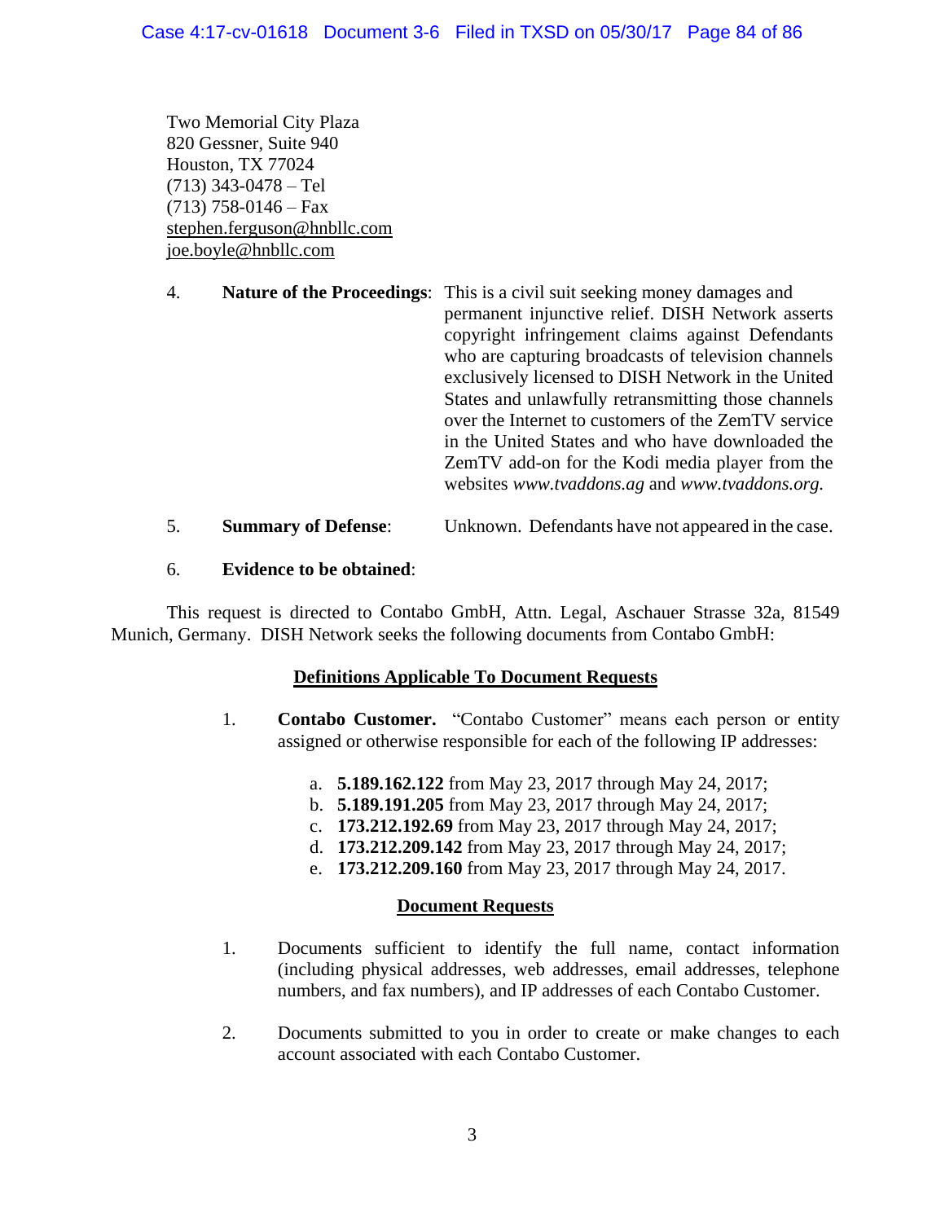Two Memorial City Plaza
820 Gessner, Suite 940
Houston, TX 77024
(713) 343-0478 – Tel
(713) 758-0146 – Fax
stephen.ferguson@hnbllc.com
joe.boyle@hnbllc.com

4. **Nature of the Proceedings**: This is a civil suit seeking money damages and permanent injunctive relief. DISH Network asserts copyright infringement claims against Defendants who are capturing broadcasts of television channels exclusively licensed to DISH Network in the United States and unlawfully retransmitting those channels over the Internet to customers of the ZemTV service in the United States and who have downloaded the ZemTV add-on for the Kodi media player from the websites *www.tvaddons.ag* and *www.tvaddons.org.*

5. **Summary of Defense**: Unknown. Defendants have not appeared in the case.

6. **Evidence to be obtained**:

This request is directed to Contabo GmbH, Attn. Legal, Aschauer Strasse 32a, 81549 Munich, Germany. DISH Network seeks the following documents from Contabo GmbH:

## Definitions Applicable To Document Requests

1. **Contabo Customer.** "Contabo Customer" means each person or entity assigned or otherwise responsible for each of the following IP addresses:

   a. **5.189.162.122** from May 23, 2017 through May 24, 2017;
   b. **5.189.191.205** from May 23, 2017 through May 24, 2017;
   c. **173.212.192.69** from May 23, 2017 through May 24, 2017;
   d. **173.212.209.142** from May 23, 2017 through May 24, 2017;
   e. **173.212.209.160** from May 23, 2017 through May 24, 2017.

## Document Requests

1. Documents sufficient to identify the full name, contact information (including physical addresses, web addresses, email addresses, telephone numbers, and fax numbers), and IP addresses of each Contabo Customer.

2. Documents submitted to you in order to create or make changes to each account associated with each Contabo Customer.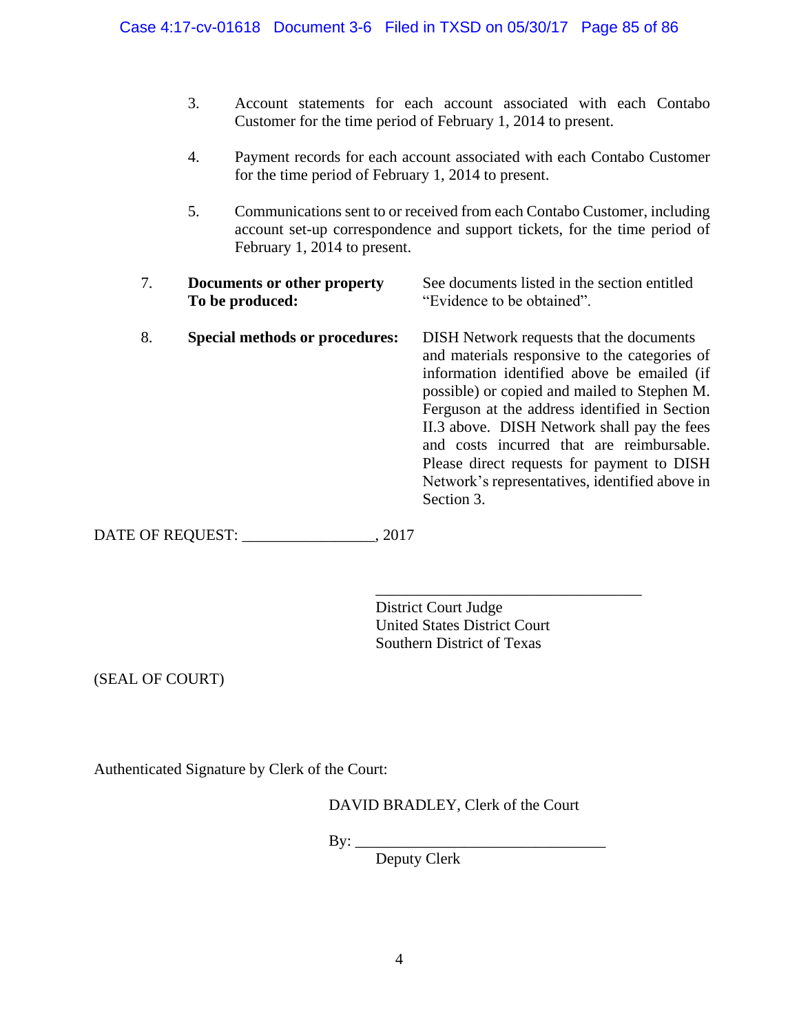3. Account statements for each account associated with each Contabo Customer for the time period of February 1, 2014 to present.

4. Payment records for each account associated with each Contabo Customer for the time period of February 1, 2014 to present.

5. Communications sent to or received from each Contabo Customer, including account set-up correspondence and support tickets, for the time period of February 1, 2014 to present.

7. **Documents or other property To be produced:** See documents listed in the section entitled "Evidence to be obtained".

8. **Special methods or procedures:** DISH Network requests that the documents and materials responsive to the categories of information identified above be emailed (if possible) or copied and mailed to Stephen M. Ferguson at the address identified in Section II.3 above. DISH Network shall pay the fees and costs incurred that are reimbursable. Please direct requests for payment to DISH Network's representatives, identified above in Section 3.

DATE OF REQUEST: _________________, 2017

___________________________________
District Court Judge
United States District Court
Southern District of Texas

(SEAL OF COURT)

Authenticated Signature by Clerk of the Court:

DAVID BRADLEY, Clerk of the Court

By: ________________________________
Deputy Clerk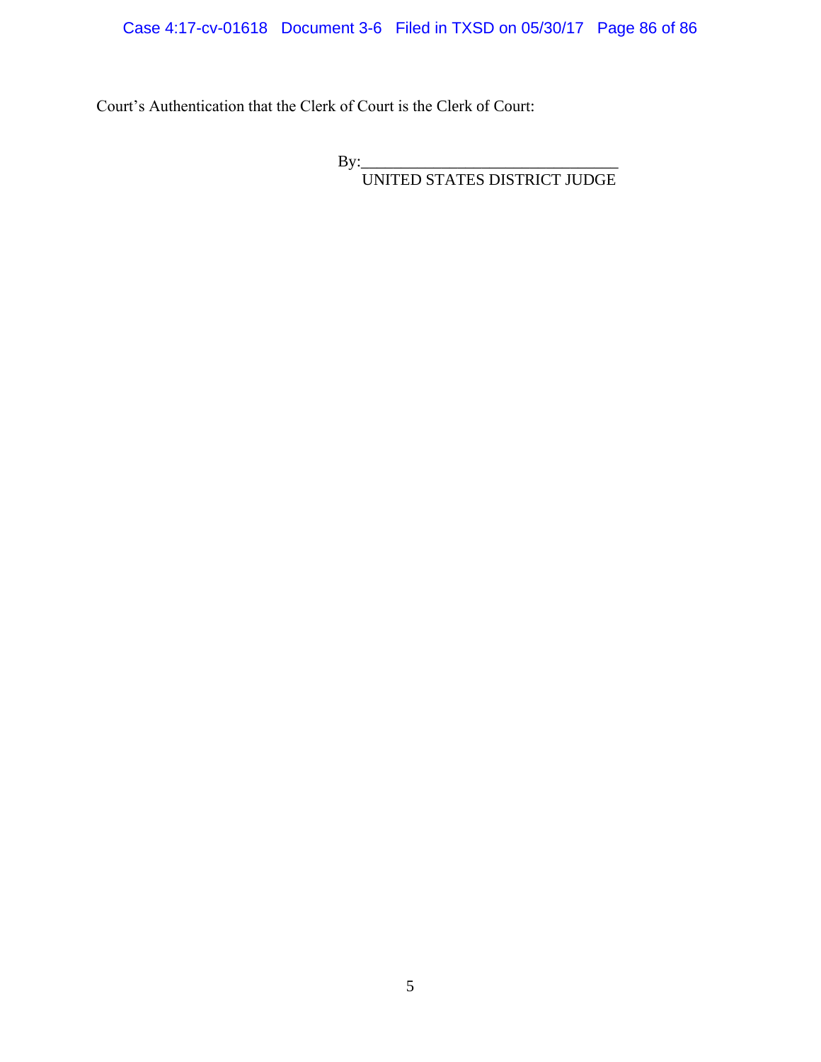Court's Authentication that the Clerk of Court is the Clerk of Court:

By:________________________________
UNITED STATES DISTRICT JUDGE